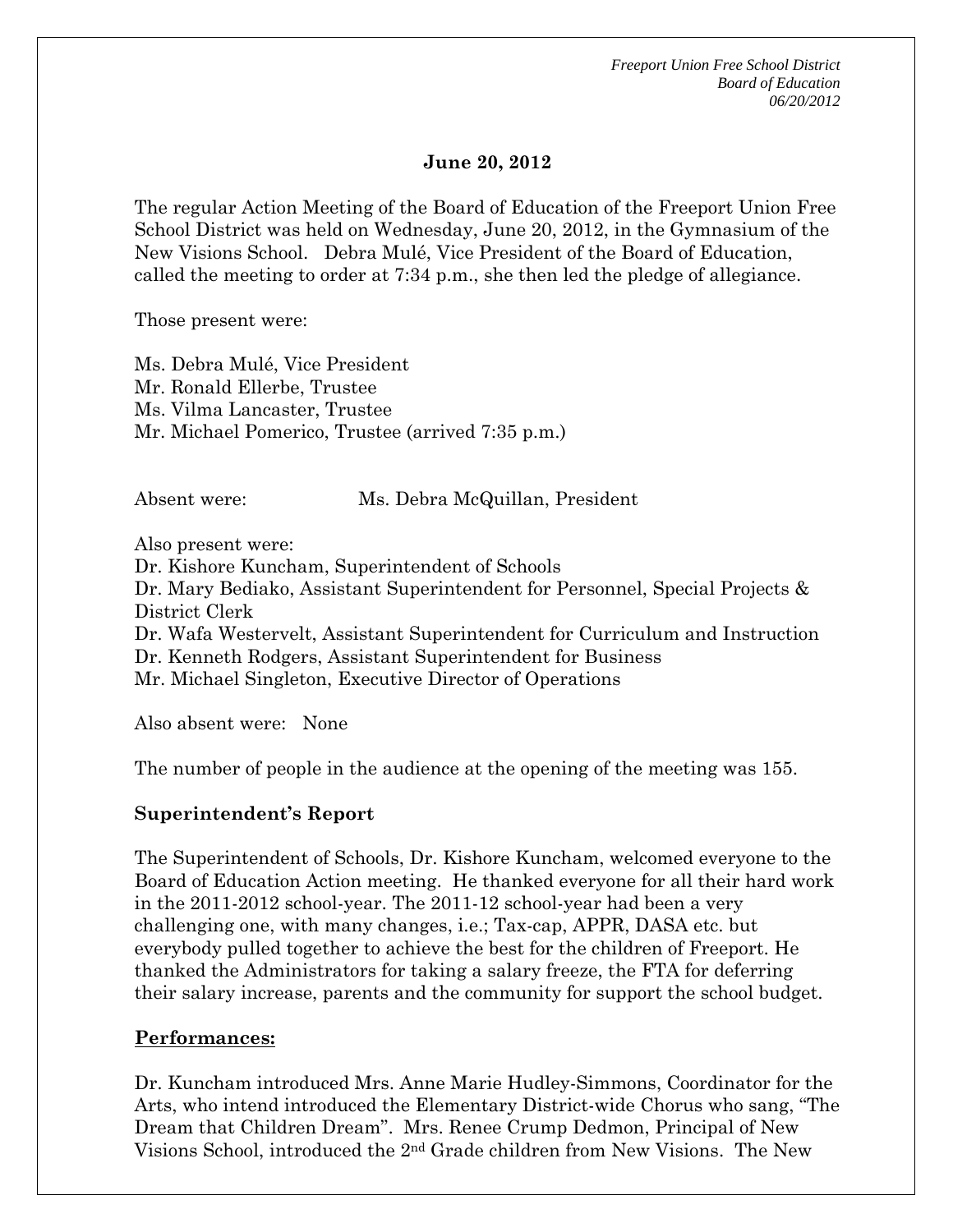**June 20, 2012**

The regular Action Meeting of the Board of Education of the Freeport Union Free School District was held on Wednesday, June 20, 2012, in the Gymnasium of the New Visions School. Debra Mulé, Vice President of the Board of Education, called the meeting to order at 7:34 p.m., she then led the pledge of allegiance.

Those present were:

Ms. Debra Mulé, Vice President
Mr. Ronald Ellerbe, Trustee
Ms. Vilma Lancaster, Trustee
Mr. Michael Pomerico, Trustee (arrived 7:35 p.m.)

Absent were: Ms. Debra McQuillan, President

Also present were:
Dr. Kishore Kuncham, Superintendent of Schools
Dr. Mary Bediako, Assistant Superintendent for Personnel, Special Projects & District Clerk
Dr. Wafa Westervelt, Assistant Superintendent for Curriculum and Instruction
Dr. Kenneth Rodgers, Assistant Superintendent for Business
Mr. Michael Singleton, Executive Director of Operations

Also absent were: None

The number of people in the audience at the opening of the meeting was 155.

**Superintendent's Report**

The Superintendent of Schools, Dr. Kishore Kuncham, welcomed everyone to the Board of Education Action meeting. He thanked everyone for all their hard work in the 2011-2012 school-year. The 2011-12 school-year had been a very challenging one, with many changes, i.e.; Tax-cap, APPR, DASA etc. but everybody pulled together to achieve the best for the children of Freeport. He thanked the Administrators for taking a salary freeze, the FTA for deferring their salary increase, parents and the community for support the school budget.

**Performances:**

Dr. Kuncham introduced Mrs. Anne Marie Hudley-Simmons, Coordinator for the Arts, who intend introduced the Elementary District-wide Chorus who sang, "The Dream that Children Dream". Mrs. Renee Crump Dedmon, Principal of New Visions School, introduced the 2nd Grade children from New Visions. The New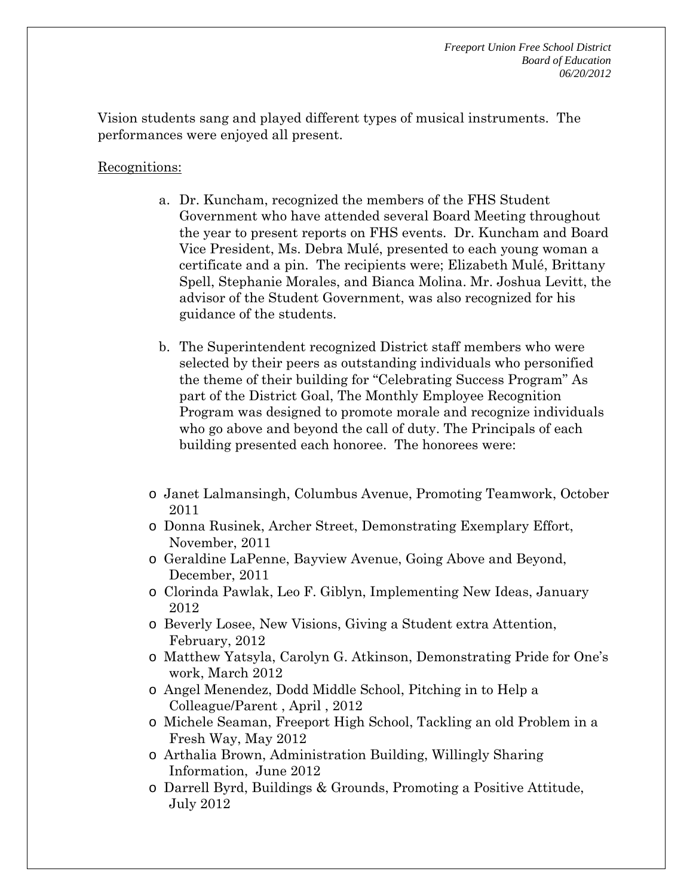Vision students sang and played different types of musical instruments. The performances were enjoyed all present.

Recognitions:

a. Dr. Kuncham, recognized the members of the FHS Student Government who have attended several Board Meeting throughout the year to present reports on FHS events. Dr. Kuncham and Board Vice President, Ms. Debra Mulé, presented to each young woman a certificate and a pin. The recipients were; Elizabeth Mulé, Brittany Spell, Stephanie Morales, and Bianca Molina. Mr. Joshua Levitt, the advisor of the Student Government, was also recognized for his guidance of the students.

b. The Superintendent recognized District staff members who were selected by their peers as outstanding individuals who personified the theme of their building for "Celebrating Success Program" As part of the District Goal, The Monthly Employee Recognition Program was designed to promote morale and recognize individuals who go above and beyond the call of duty. The Principals of each building presented each honoree. The honorees were:

- Janet Lalmansingh, Columbus Avenue, Promoting Teamwork, October 2011
- Donna Rusinek, Archer Street, Demonstrating Exemplary Effort, November, 2011
- Geraldine LaPenne, Bayview Avenue, Going Above and Beyond, December, 2011
- Clorinda Pawlak, Leo F. Giblyn, Implementing New Ideas, January 2012
- Beverly Losee, New Visions, Giving a Student extra Attention, February, 2012
- Matthew Yatsyla, Carolyn G. Atkinson, Demonstrating Pride for One's work, March 2012
- Angel Menendez, Dodd Middle School, Pitching in to Help a Colleague/Parent , April , 2012
- Michele Seaman, Freeport High School, Tackling an old Problem in a Fresh Way, May 2012
- Arthalia Brown, Administration Building, Willingly Sharing Information, June 2012
- Darrell Byrd, Buildings & Grounds, Promoting a Positive Attitude, July 2012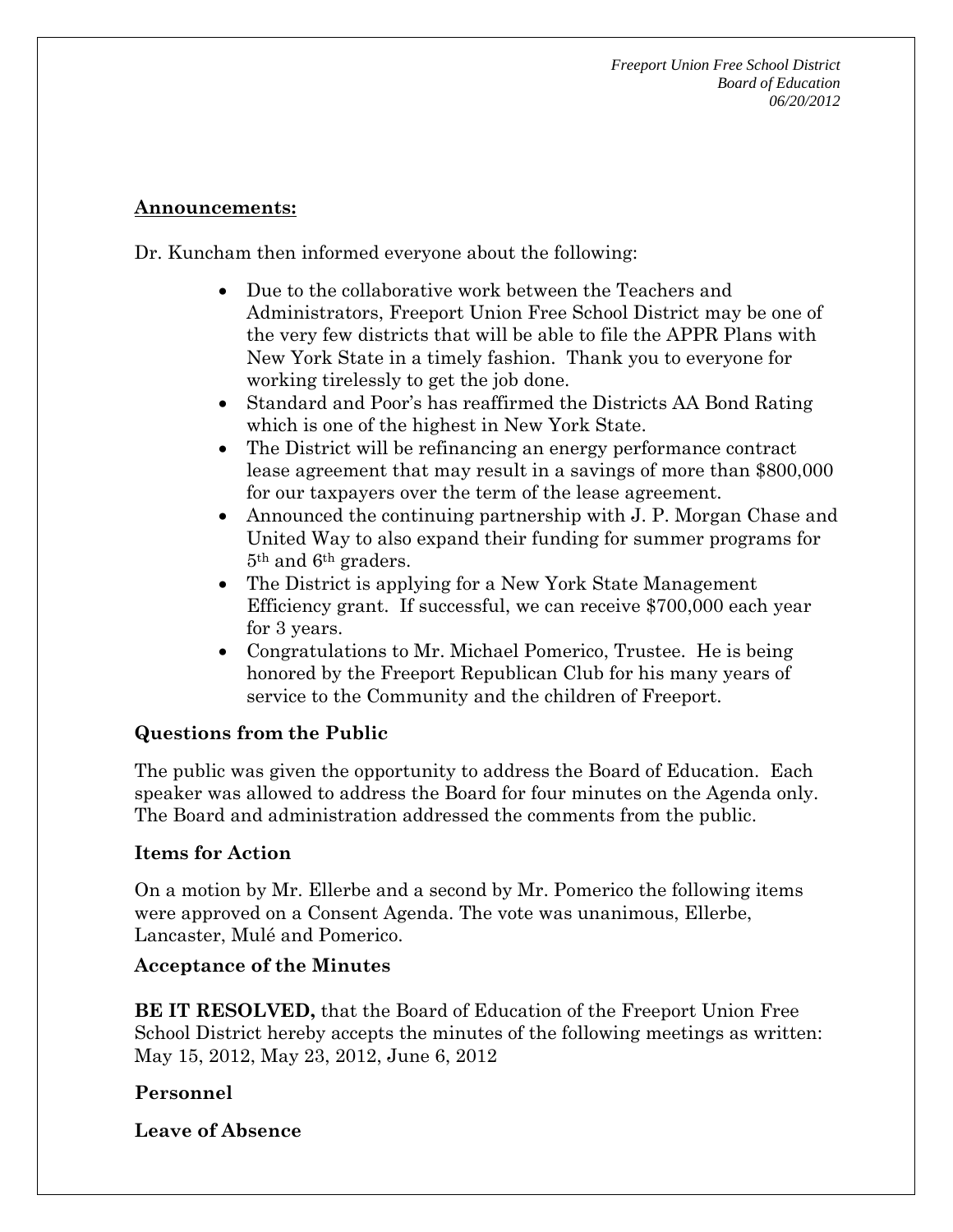**Announcements:**

Dr. Kuncham then informed everyone about the following:

- Due to the collaborative work between the Teachers and Administrators, Freeport Union Free School District may be one of the very few districts that will be able to file the APPR Plans with New York State in a timely fashion. Thank you to everyone for working tirelessly to get the job done.
- Standard and Poor's has reaffirmed the Districts AA Bond Rating which is one of the highest in New York State.
- The District will be refinancing an energy performance contract lease agreement that may result in a savings of more than $800,000 for our taxpayers over the term of the lease agreement.
- Announced the continuing partnership with J. P. Morgan Chase and United Way to also expand their funding for summer programs for 5th and 6th graders.
- The District is applying for a New York State Management Efficiency grant. If successful, we can receive $700,000 each year for 3 years.
- Congratulations to Mr. Michael Pomerico, Trustee. He is being honored by the Freeport Republican Club for his many years of service to the Community and the children of Freeport.

**Questions from the Public**

The public was given the opportunity to address the Board of Education. Each speaker was allowed to address the Board for four minutes on the Agenda only. The Board and administration addressed the comments from the public.

**Items for Action**

On a motion by Mr. Ellerbe and a second by Mr. Pomerico the following items were approved on a Consent Agenda. The vote was unanimous, Ellerbe, Lancaster, Mulé and Pomerico.

**Acceptance of the Minutes**

**BE IT RESOLVED,** that the Board of Education of the Freeport Union Free School District hereby accepts the minutes of the following meetings as written: May 15, 2012, May 23, 2012, June 6, 2012

**Personnel**

**Leave of Absence**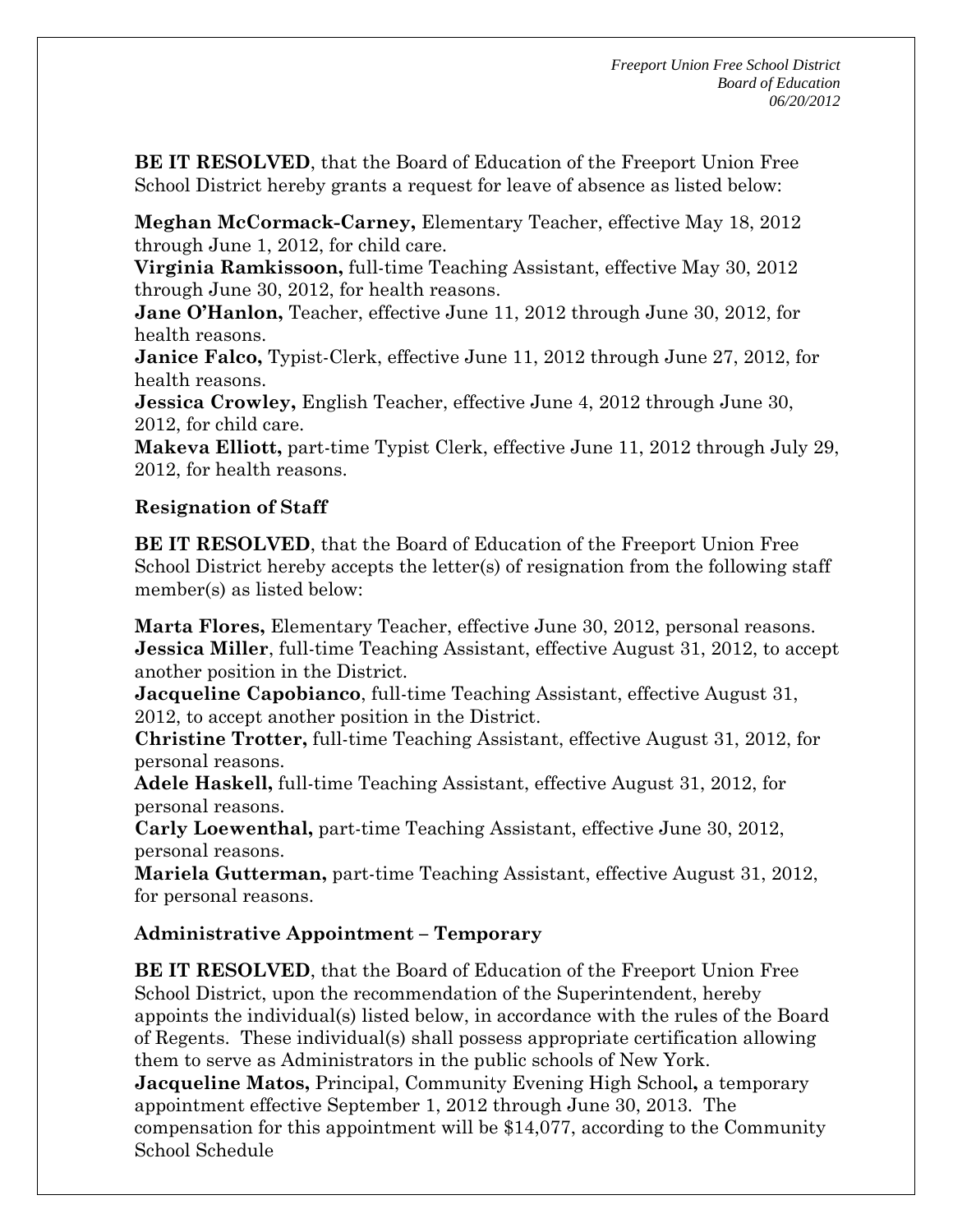**BE IT RESOLVED**, that the Board of Education of the Freeport Union Free School District hereby grants a request for leave of absence as listed below:

**Meghan McCormack-Carney,** Elementary Teacher, effective May 18, 2012 through June 1, 2012, for child care.
**Virginia Ramkissoon,** full-time Teaching Assistant, effective May 30, 2012 through June 30, 2012, for health reasons.
**Jane O'Hanlon,** Teacher, effective June 11, 2012 through June 30, 2012, for health reasons.
**Janice Falco,** Typist-Clerk, effective June 11, 2012 through June 27, 2012, for health reasons.
**Jessica Crowley,** English Teacher, effective June 4, 2012 through June 30, 2012, for child care.
**Makeva Elliott,** part-time Typist Clerk, effective June 11, 2012 through July 29, 2012, for health reasons.

**Resignation of Staff**

**BE IT RESOLVED**, that the Board of Education of the Freeport Union Free School District hereby accepts the letter(s) of resignation from the following staff member(s) as listed below:

**Marta Flores,** Elementary Teacher, effective June 30, 2012, personal reasons.
**Jessica Miller**, full-time Teaching Assistant, effective August 31, 2012, to accept another position in the District.
**Jacqueline Capobianco**, full-time Teaching Assistant, effective August 31, 2012, to accept another position in the District.
**Christine Trotter,** full-time Teaching Assistant, effective August 31, 2012, for personal reasons.
**Adele Haskell,** full-time Teaching Assistant, effective August 31, 2012, for personal reasons.
**Carly Loewenthal,** part-time Teaching Assistant, effective June 30, 2012, personal reasons.
**Mariela Gutterman,** part-time Teaching Assistant, effective August 31, 2012, for personal reasons.

**Administrative Appointment – Temporary**

**BE IT RESOLVED**, that the Board of Education of the Freeport Union Free School District, upon the recommendation of the Superintendent, hereby appoints the individual(s) listed below, in accordance with the rules of the Board of Regents. These individual(s) shall possess appropriate certification allowing them to serve as Administrators in the public schools of New York.
**Jacqueline Matos,** Principal, Community Evening High School**,** a temporary appointment effective September 1, 2012 through June 30, 2013. The compensation for this appointment will be $14,077, according to the Community School Schedule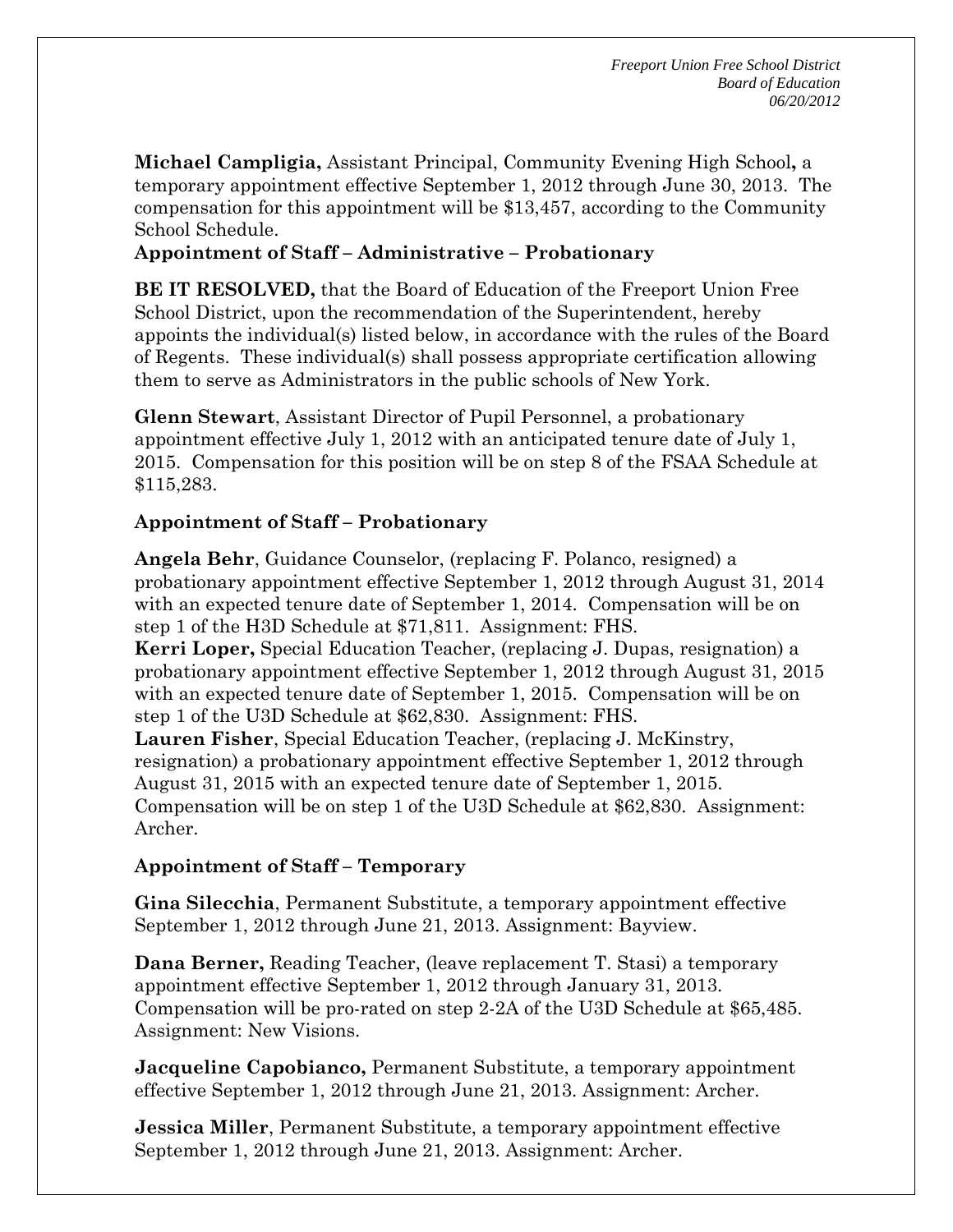**Michael Campligia,** Assistant Principal, Community Evening High School**,** a temporary appointment effective September 1, 2012 through June 30, 2013. The compensation for this appointment will be $13,457, according to the Community School Schedule.

**Appointment of Staff – Administrative – Probationary**

**BE IT RESOLVED,** that the Board of Education of the Freeport Union Free School District, upon the recommendation of the Superintendent, hereby appoints the individual(s) listed below, in accordance with the rules of the Board of Regents. These individual(s) shall possess appropriate certification allowing them to serve as Administrators in the public schools of New York.

**Glenn Stewart**, Assistant Director of Pupil Personnel, a probationary appointment effective July 1, 2012 with an anticipated tenure date of July 1, 2015. Compensation for this position will be on step 8 of the FSAA Schedule at $115,283.

**Appointment of Staff – Probationary**

**Angela Behr**, Guidance Counselor, (replacing F. Polanco, resigned) a probationary appointment effective September 1, 2012 through August 31, 2014 with an expected tenure date of September 1, 2014. Compensation will be on step 1 of the H3D Schedule at $71,811. Assignment: FHS.

**Kerri Loper,** Special Education Teacher, (replacing J. Dupas, resignation) a probationary appointment effective September 1, 2012 through August 31, 2015 with an expected tenure date of September 1, 2015. Compensation will be on step 1 of the U3D Schedule at $62,830. Assignment: FHS.

**Lauren Fisher**, Special Education Teacher, (replacing J. McKinstry, resignation) a probationary appointment effective September 1, 2012 through August 31, 2015 with an expected tenure date of September 1, 2015. Compensation will be on step 1 of the U3D Schedule at $62,830. Assignment: Archer.

**Appointment of Staff – Temporary**

**Gina Silecchia**, Permanent Substitute, a temporary appointment effective September 1, 2012 through June 21, 2013. Assignment: Bayview.

**Dana Berner,** Reading Teacher, (leave replacement T. Stasi) a temporary appointment effective September 1, 2012 through January 31, 2013. Compensation will be pro-rated on step 2-2A of the U3D Schedule at $65,485. Assignment: New Visions.

**Jacqueline Capobianco,** Permanent Substitute, a temporary appointment effective September 1, 2012 through June 21, 2013. Assignment: Archer.

**Jessica Miller**, Permanent Substitute, a temporary appointment effective September 1, 2012 through June 21, 2013. Assignment: Archer.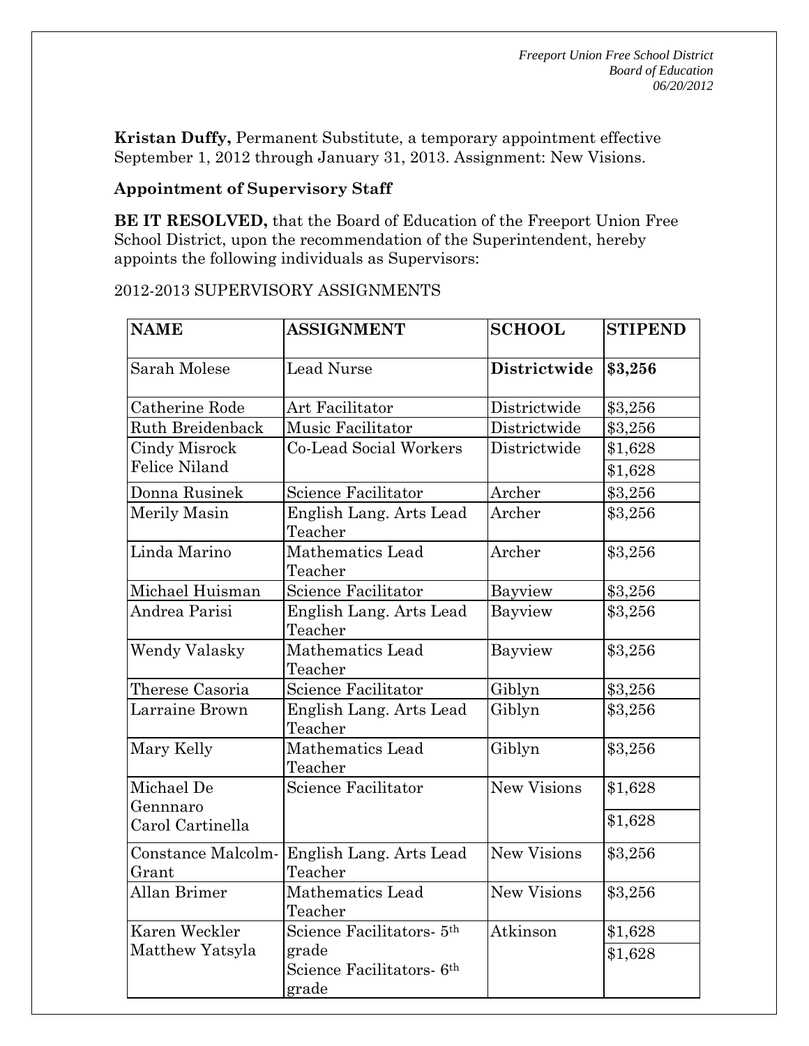**Kristan Duffy,** Permanent Substitute, a temporary appointment effective September 1, 2012 through January 31, 2013. Assignment: New Visions.

**Appointment of Supervisory Staff**

**BE IT RESOLVED,** that the Board of Education of the Freeport Union Free School District, upon the recommendation of the Superintendent, hereby appoints the following individuals as Supervisors:

2012-2013 SUPERVISORY ASSIGNMENTS

| NAME | ASSIGNMENT | SCHOOL | STIPEND |
|---|---|---|---|
| Sarah Molese | Lead Nurse | **Districtwide** | **$3,256** |
| Catherine Rode | Art Facilitator | Districtwide | $3,256 |
| Ruth Breidenback | Music Facilitator | Districtwide | $3,256 |
| Cindy Misrock<br>Felice Niland | Co-Lead Social Workers | Districtwide | $1,628<br>$1,628 |
| Donna Rusinek | Science Facilitator | Archer | $3,256 |
| Merily Masin | English Lang. Arts Lead Teacher | Archer | $3,256 |
| Linda Marino | Mathematics Lead Teacher | Archer | $3,256 |
| Michael Huisman | Science Facilitator | Bayview | $3,256 |
| Andrea Parisi | English Lang. Arts Lead Teacher | Bayview | $3,256 |
| Wendy Valasky | Mathematics Lead Teacher | Bayview | $3,256 |
| Therese Casoria | Science Facilitator | Giblyn | $3,256 |
| Larraine Brown | English Lang. Arts Lead Teacher | Giblyn | $3,256 |
| Mary Kelly | Mathematics Lead Teacher | Giblyn | $3,256 |
| Michael De Gennnaro<br>Carol Cartinella | Science Facilitator | New Visions | $1,628<br>$1,628 |
| Constance Malcolm-Grant | English Lang. Arts Lead Teacher | New Visions | $3,256 |
| Allan Brimer | Mathematics Lead Teacher | New Visions | $3,256 |
| Karen Weckler<br>Matthew Yatsyla | Science Facilitators- 5th grade<br>Science Facilitators- 6th grade | Atkinson | $1,628<br>$1,628 |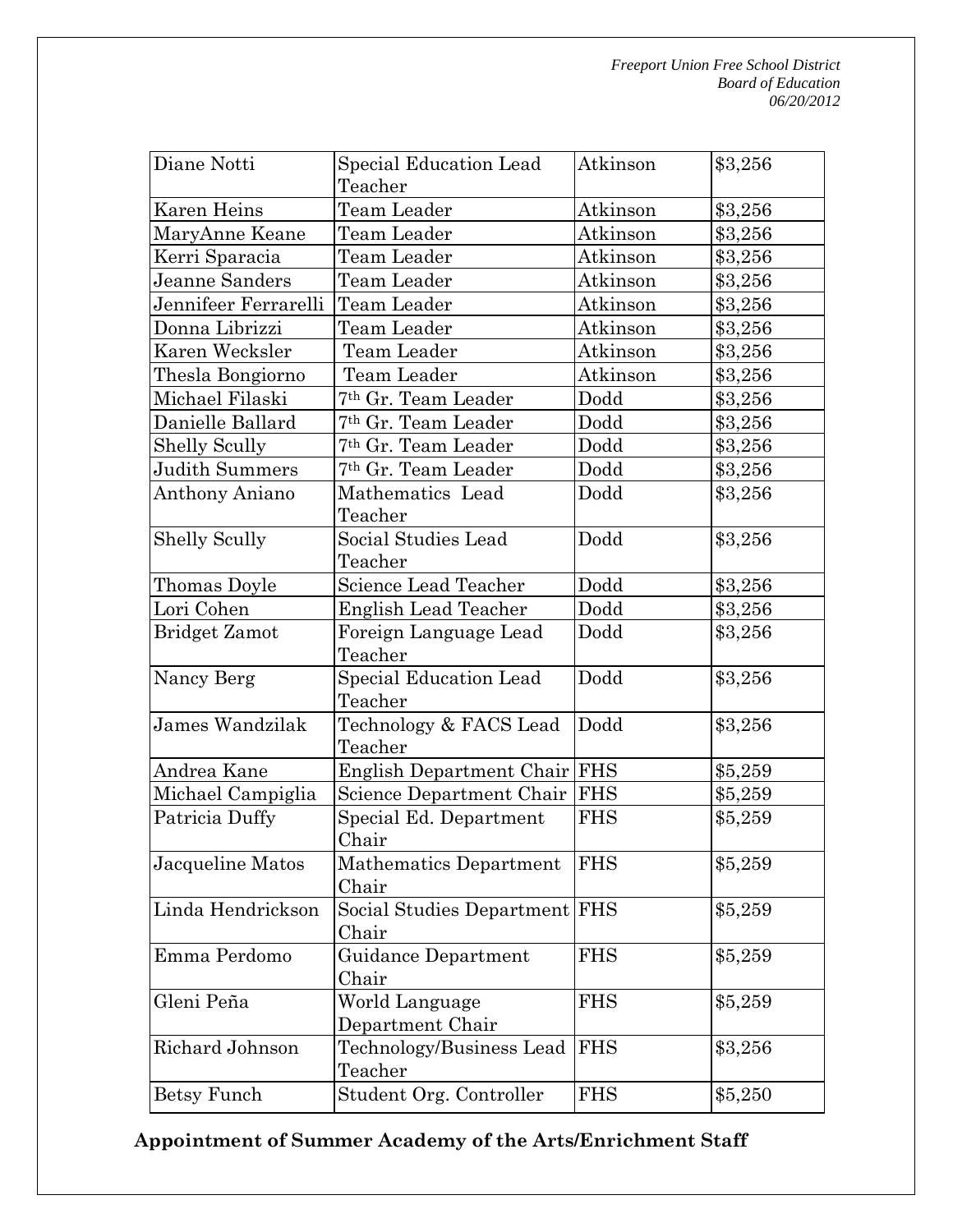| | | | |
|---|---|---|---|
| Diane Notti | Special Education Lead Teacher | Atkinson | $3,256 |
| Karen Heins | Team Leader | Atkinson | $3,256 |
| MaryAnne Keane | Team Leader | Atkinson | $3,256 |
| Kerri Sparacia | Team Leader | Atkinson | $3,256 |
| Jeanne Sanders | Team Leader | Atkinson | $3,256 |
| Jennifeer Ferrarelli | Team Leader | Atkinson | $3,256 |
| Donna Librizzi | Team Leader | Atkinson | $3,256 |
| Karen Wecksler | Team Leader | Atkinson | $3,256 |
| Thesla Bongiorno | Team Leader | Atkinson | $3,256 |
| Michael Filaski | 7th Gr. Team Leader | Dodd | $3,256 |
| Danielle Ballard | 7th Gr. Team Leader | Dodd | $3,256 |
| Shelly Scully | 7th Gr. Team Leader | Dodd | $3,256 |
| Judith Summers | 7th Gr. Team Leader | Dodd | $3,256 |
| Anthony Aniano | Mathematics Lead Teacher | Dodd | $3,256 |
| Shelly Scully | Social Studies Lead Teacher | Dodd | $3,256 |
| Thomas Doyle | Science Lead Teacher | Dodd | $3,256 |
| Lori Cohen | English Lead Teacher | Dodd | $3,256 |
| Bridget Zamot | Foreign Language Lead Teacher | Dodd | $3,256 |
| Nancy Berg | Special Education Lead Teacher | Dodd | $3,256 |
| James Wandzilak | Technology & FACS Lead Teacher | Dodd | $3,256 |
| Andrea Kane | English Department Chair | FHS | $5,259 |
| Michael Campiglia | Science Department Chair | FHS | $5,259 |
| Patricia Duffy | Special Ed. Department Chair | FHS | $5,259 |
| Jacqueline Matos | Mathematics Department Chair | FHS | $5,259 |
| Linda Hendrickson | Social Studies Department Chair | FHS | $5,259 |
| Emma Perdomo | Guidance Department Chair | FHS | $5,259 |
| Gleni Peña | World Language Department Chair | FHS | $5,259 |
| Richard Johnson | Technology/Business Lead Teacher | FHS | $3,256 |
| Betsy Funch | Student Org. Controller | FHS | $5,250 |

**Appointment of Summer Academy of the Arts/Enrichment Staff**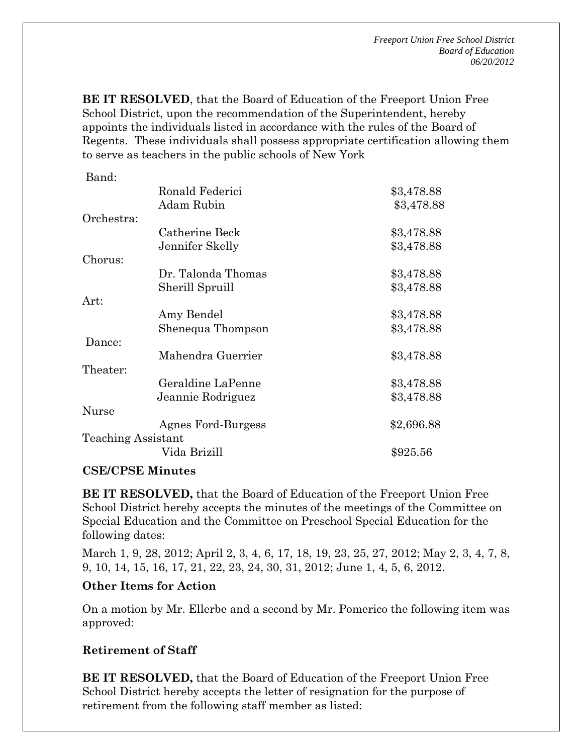**BE IT RESOLVED**, that the Board of Education of the Freeport Union Free School District, upon the recommendation of the Superintendent, hereby appoints the individuals listed in accordance with the rules of the Board of Regents. These individuals shall possess appropriate certification allowing them to serve as teachers in the public schools of New York

| | | |
|---|---|---|
| Band: | | |
| | Ronald Federici | $3,478.88 |
| | Adam Rubin | $3,478.88 |
| Orchestra: | | |
| | Catherine Beck | $3,478.88 |
| | Jennifer Skelly | $3,478.88 |
| Chorus: | | |
| | Dr. Talonda Thomas | $3,478.88 |
| | Sherill Spruill | $3,478.88 |
| Art: | | |
| | Amy Bendel | $3,478.88 |
| | Shenequa Thompson | $3,478.88 |
| Dance: | | |
| | Mahendra Guerrier | $3,478.88 |
| Theater: | | |
| | Geraldine LaPenne | $3,478.88 |
| | Jeannie Rodriguez | $3,478.88 |
| Nurse | | |
| | Agnes Ford-Burgess | $2,696.88 |
| Teaching Assistant | | |
| | Vida Brizill | $925.56 |

**CSE/CPSE Minutes**

**BE IT RESOLVED,** that the Board of Education of the Freeport Union Free School District hereby accepts the minutes of the meetings of the Committee on Special Education and the Committee on Preschool Special Education for the following dates:

March 1, 9, 28, 2012; April 2, 3, 4, 6, 17, 18, 19, 23, 25, 27, 2012; May 2, 3, 4, 7, 8, 9, 10, 14, 15, 16, 17, 21, 22, 23, 24, 30, 31, 2012; June 1, 4, 5, 6, 2012.

**Other Items for Action**

On a motion by Mr. Ellerbe and a second by Mr. Pomerico the following item was approved:

**Retirement of Staff**

**BE IT RESOLVED,** that the Board of Education of the Freeport Union Free School District hereby accepts the letter of resignation for the purpose of retirement from the following staff member as listed: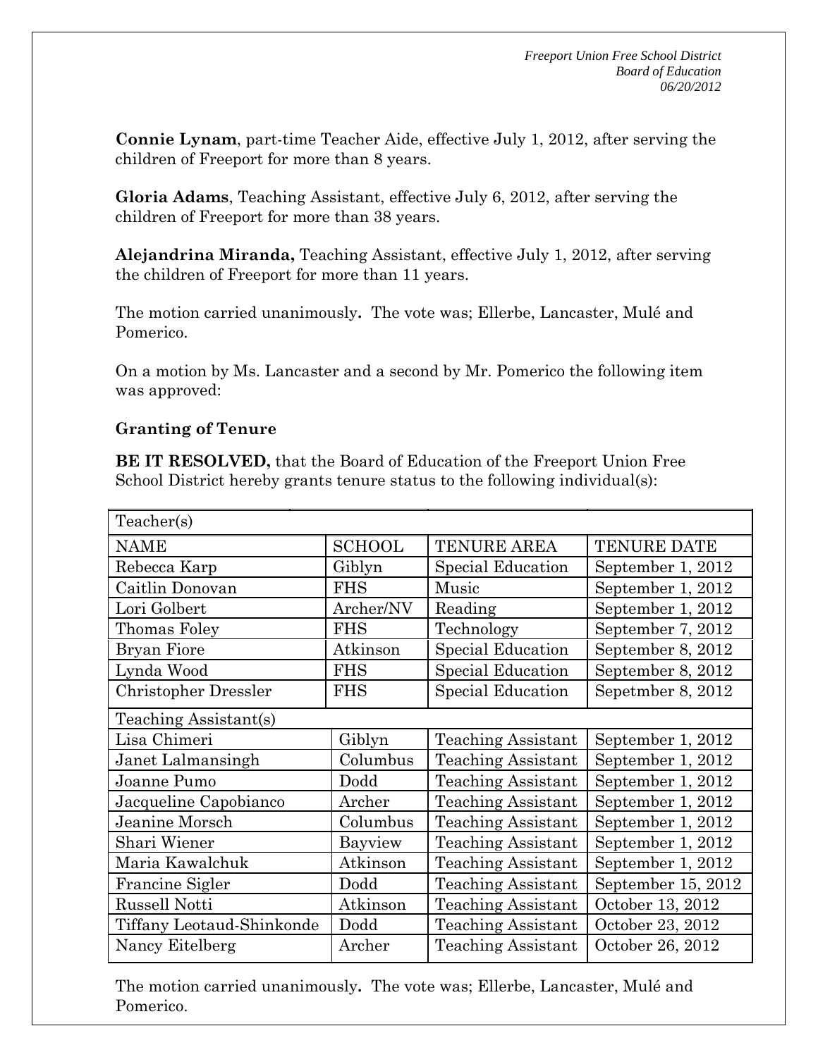**Connie Lynam**, part-time Teacher Aide, effective July 1, 2012, after serving the children of Freeport for more than 8 years.

**Gloria Adams**, Teaching Assistant, effective July 6, 2012, after serving the children of Freeport for more than 38 years.

**Alejandrina Miranda,** Teaching Assistant, effective July 1, 2012, after serving the children of Freeport for more than 11 years.

The motion carried unanimously**.** The vote was; Ellerbe, Lancaster, Mulé and Pomerico.

On a motion by Ms. Lancaster and a second by Mr. Pomerico the following item was approved:

**Granting of Tenure**

**BE IT RESOLVED,** that the Board of Education of the Freeport Union Free School District hereby grants tenure status to the following individual(s):

| Teacher(s) | | | |
|---|---|---|---|
| NAME | SCHOOL | TENURE AREA | TENURE DATE |
| Rebecca Karp | Giblyn | Special Education | September 1, 2012 |
| Caitlin Donovan | FHS | Music | September 1, 2012 |
| Lori Golbert | Archer/NV | Reading | September 1, 2012 |
| Thomas Foley | FHS | Technology | September 7, 2012 |
| Bryan Fiore | Atkinson | Special Education | September 8, 2012 |
| Lynda Wood | FHS | Special Education | September 8, 2012 |
| Christopher Dressler | FHS | Special Education | Sepetmber 8, 2012 |
| Teaching Assistant(s) | | | |
| Lisa Chimeri | Giblyn | Teaching Assistant | September 1, 2012 |
| Janet Lalmansingh | Columbus | Teaching Assistant | September 1, 2012 |
| Joanne Pumo | Dodd | Teaching Assistant | September 1, 2012 |
| Jacqueline Capobianco | Archer | Teaching Assistant | September 1, 2012 |
| Jeanine Morsch | Columbus | Teaching Assistant | September 1, 2012 |
| Shari Wiener | Bayview | Teaching Assistant | September 1, 2012 |
| Maria Kawalchuk | Atkinson | Teaching Assistant | September 1, 2012 |
| Francine Sigler | Dodd | Teaching Assistant | September 15, 2012 |
| Russell Notti | Atkinson | Teaching Assistant | October 13, 2012 |
| Tiffany Leotaud-Shinkonde | Dodd | Teaching Assistant | October 23, 2012 |
| Nancy Eitelberg | Archer | Teaching Assistant | October 26, 2012 |

The motion carried unanimously**.** The vote was; Ellerbe, Lancaster, Mulé and Pomerico.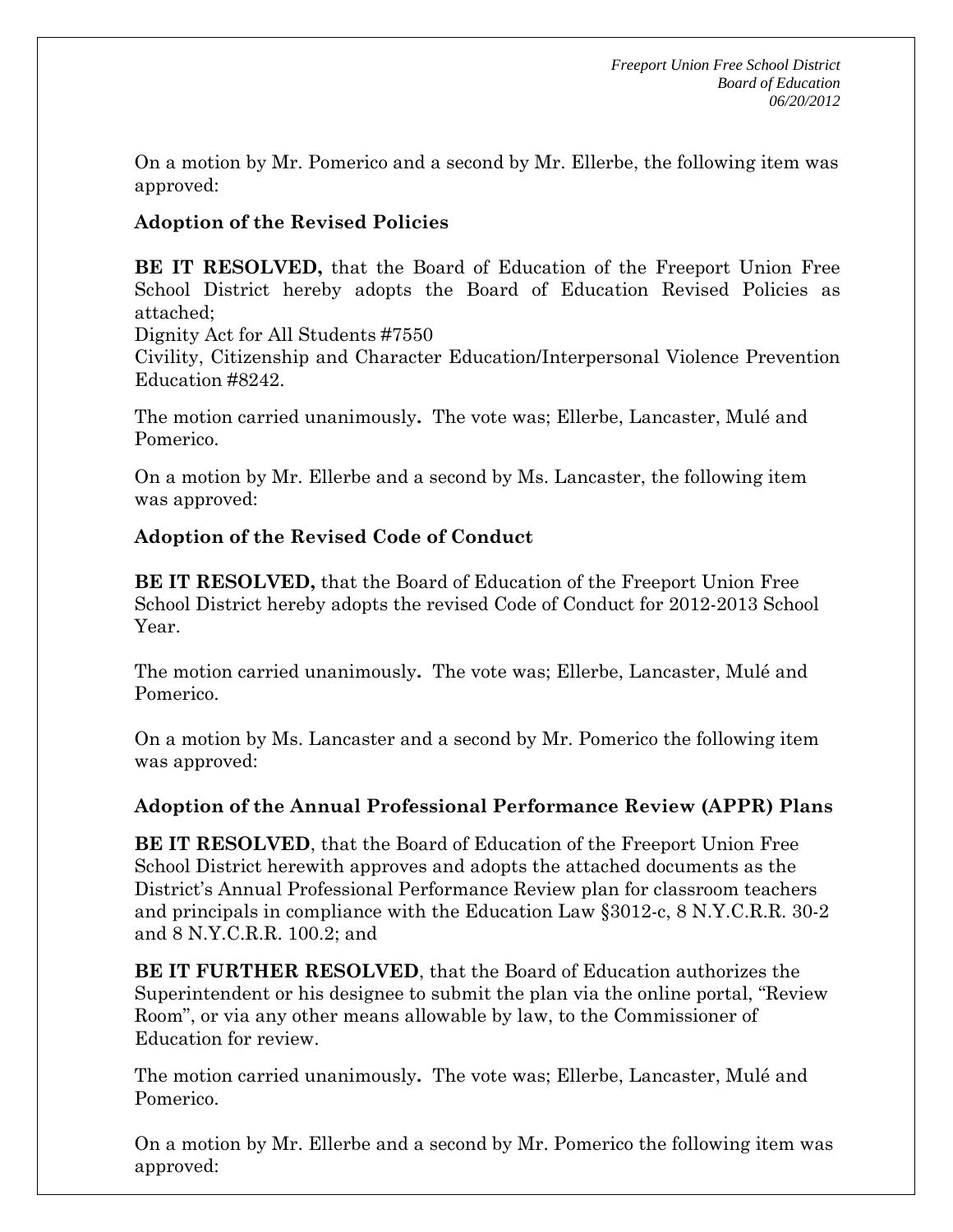On a motion by Mr. Pomerico and a second by Mr. Ellerbe, the following item was approved:

**Adoption of the Revised Policies**

**BE IT RESOLVED,** that the Board of Education of the Freeport Union Free School District hereby adopts the Board of Education Revised Policies as attached;
Dignity Act for All Students #7550
Civility, Citizenship and Character Education/Interpersonal Violence Prevention Education #8242.

The motion carried unanimously**.** The vote was; Ellerbe, Lancaster, Mulé and Pomerico.

On a motion by Mr. Ellerbe and a second by Ms. Lancaster, the following item was approved:

**Adoption of the Revised Code of Conduct**

**BE IT RESOLVED,** that the Board of Education of the Freeport Union Free School District hereby adopts the revised Code of Conduct for 2012-2013 School Year.

The motion carried unanimously**.** The vote was; Ellerbe, Lancaster, Mulé and Pomerico.

On a motion by Ms. Lancaster and a second by Mr. Pomerico the following item was approved:

**Adoption of the Annual Professional Performance Review (APPR) Plans**

**BE IT RESOLVED**, that the Board of Education of the Freeport Union Free School District herewith approves and adopts the attached documents as the District's Annual Professional Performance Review plan for classroom teachers and principals in compliance with the Education Law §3012-c, 8 N.Y.C.R.R. 30-2 and 8 N.Y.C.R.R. 100.2; and

**BE IT FURTHER RESOLVED**, that the Board of Education authorizes the Superintendent or his designee to submit the plan via the online portal, "Review Room", or via any other means allowable by law, to the Commissioner of Education for review.

The motion carried unanimously**.** The vote was; Ellerbe, Lancaster, Mulé and Pomerico.

On a motion by Mr. Ellerbe and a second by Mr. Pomerico the following item was approved: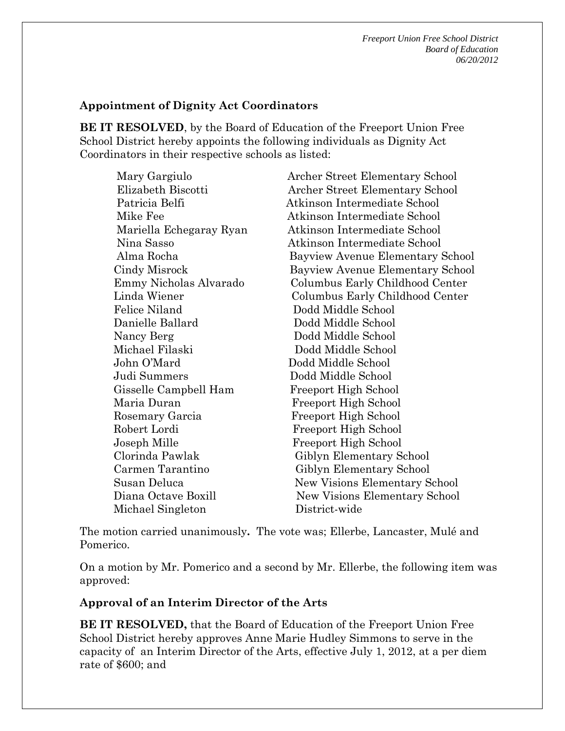**Appointment of Dignity Act Coordinators**

**BE IT RESOLVED**, by the Board of Education of the Freeport Union Free School District hereby appoints the following individuals as Dignity Act Coordinators in their respective schools as listed:

| | |
|---|---|
| Mary Gargiulo | Archer Street Elementary School |
| Elizabeth Biscotti | Archer Street Elementary School |
| Patricia Belfi | Atkinson Intermediate School |
| Mike Fee | Atkinson Intermediate School |
| Mariella Echegaray Ryan | Atkinson Intermediate School |
| Nina Sasso | Atkinson Intermediate School |
| Alma Rocha | Bayview Avenue Elementary School |
| Cindy Misrock | Bayview Avenue Elementary School |
| Emmy Nicholas Alvarado | Columbus Early Childhood Center |
| Linda Wiener | Columbus Early Childhood Center |
| Felice Niland | Dodd Middle School |
| Danielle Ballard | Dodd Middle School |
| Nancy Berg | Dodd Middle School |
| Michael Filaski | Dodd Middle School |
| John O'Mard | Dodd Middle School |
| Judi Summers | Dodd Middle School |
| Gisselle Campbell Ham | Freeport High School |
| Maria Duran | Freeport High School |
| Rosemary Garcia | Freeport High School |
| Robert Lordi | Freeport High School |
| Joseph Mille | Freeport High School |
| Clorinda Pawlak | Giblyn Elementary School |
| Carmen Tarantino | Giblyn Elementary School |
| Susan Deluca | New Visions Elementary School |
| Diana Octave Boxill | New Visions Elementary School |
| Michael Singleton | District-wide |

The motion carried unanimously**.** The vote was; Ellerbe, Lancaster, Mulé and Pomerico.

On a motion by Mr. Pomerico and a second by Mr. Ellerbe, the following item was approved:

**Approval of an Interim Director of the Arts**

**BE IT RESOLVED,** that the Board of Education of the Freeport Union Free School District hereby approves Anne Marie Hudley Simmons to serve in the capacity of an Interim Director of the Arts, effective July 1, 2012, at a per diem rate of $600; and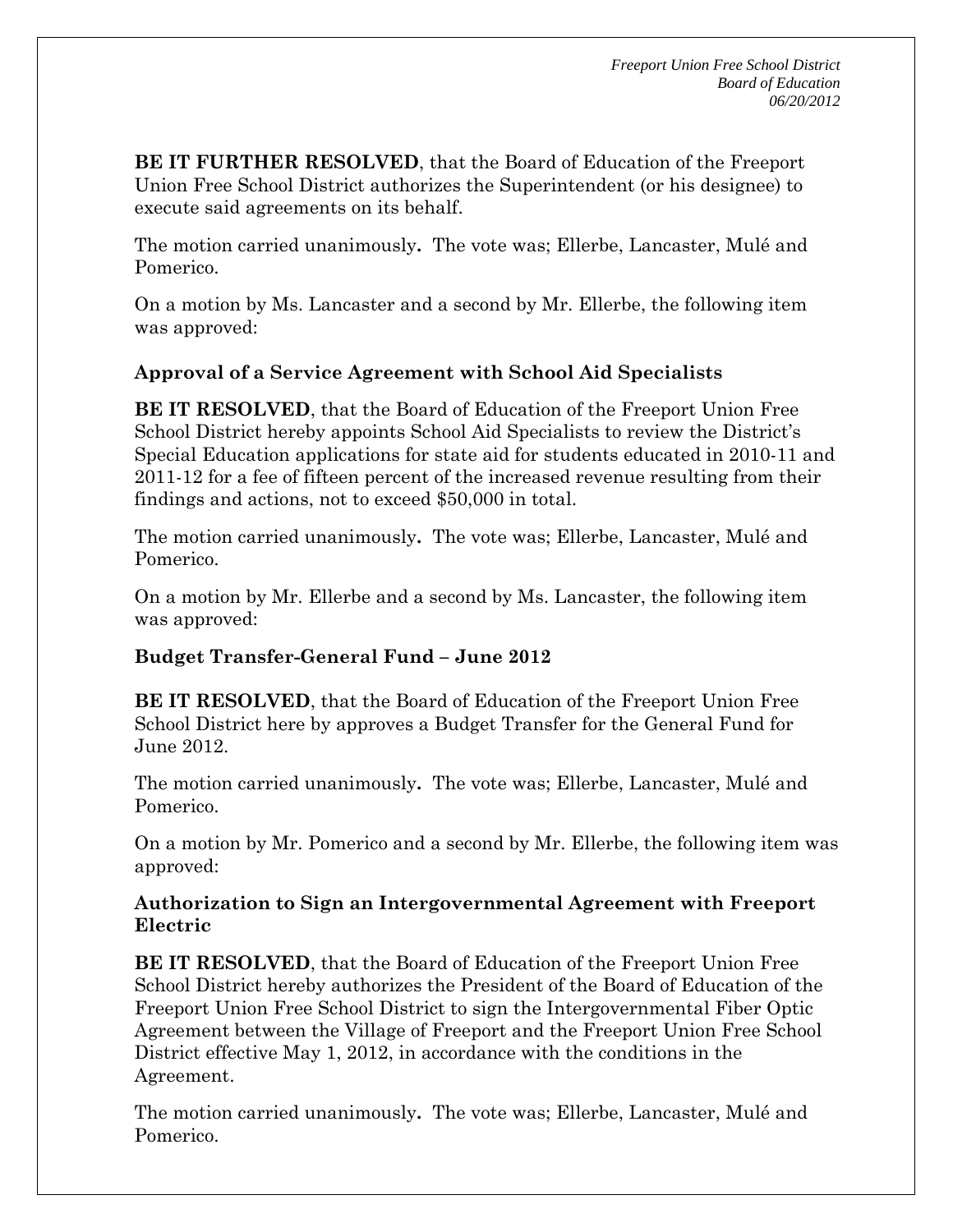**BE IT FURTHER RESOLVED**, that the Board of Education of the Freeport Union Free School District authorizes the Superintendent (or his designee) to execute said agreements on its behalf.

The motion carried unanimously**.** The vote was; Ellerbe, Lancaster, Mulé and Pomerico.

On a motion by Ms. Lancaster and a second by Mr. Ellerbe, the following item was approved:

**Approval of a Service Agreement with School Aid Specialists**

**BE IT RESOLVED**, that the Board of Education of the Freeport Union Free School District hereby appoints School Aid Specialists to review the District's Special Education applications for state aid for students educated in 2010-11 and 2011-12 for a fee of fifteen percent of the increased revenue resulting from their findings and actions, not to exceed $50,000 in total.

The motion carried unanimously**.** The vote was; Ellerbe, Lancaster, Mulé and Pomerico.

On a motion by Mr. Ellerbe and a second by Ms. Lancaster, the following item was approved:

**Budget Transfer-General Fund – June 2012**

**BE IT RESOLVED**, that the Board of Education of the Freeport Union Free School District here by approves a Budget Transfer for the General Fund for June 2012.

The motion carried unanimously**.** The vote was; Ellerbe, Lancaster, Mulé and Pomerico.

On a motion by Mr. Pomerico and a second by Mr. Ellerbe, the following item was approved:

**Authorization to Sign an Intergovernmental Agreement with Freeport Electric**

**BE IT RESOLVED**, that the Board of Education of the Freeport Union Free School District hereby authorizes the President of the Board of Education of the Freeport Union Free School District to sign the Intergovernmental Fiber Optic Agreement between the Village of Freeport and the Freeport Union Free School District effective May 1, 2012, in accordance with the conditions in the Agreement.

The motion carried unanimously**.** The vote was; Ellerbe, Lancaster, Mulé and Pomerico.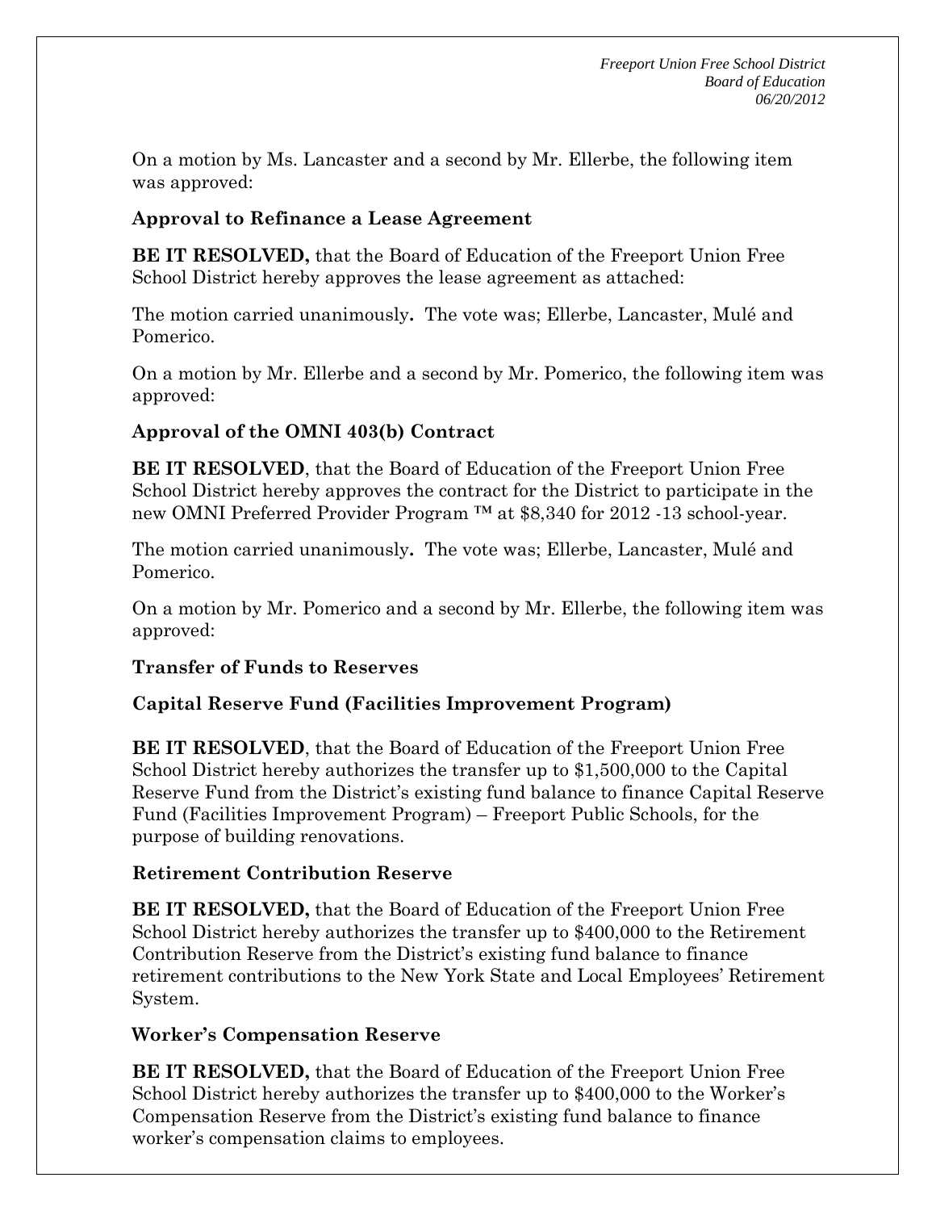On a motion by Ms. Lancaster and a second by Mr. Ellerbe, the following item was approved:

**Approval to Refinance a Lease Agreement**

**BE IT RESOLVED,** that the Board of Education of the Freeport Union Free School District hereby approves the lease agreement as attached:

The motion carried unanimously**.** The vote was; Ellerbe, Lancaster, Mulé and Pomerico.

On a motion by Mr. Ellerbe and a second by Mr. Pomerico, the following item was approved:

**Approval of the OMNI 403(b) Contract**

**BE IT RESOLVED**, that the Board of Education of the Freeport Union Free School District hereby approves the contract for the District to participate in the new OMNI Preferred Provider Program ™ at $8,340 for 2012 -13 school-year.

The motion carried unanimously**.** The vote was; Ellerbe, Lancaster, Mulé and Pomerico.

On a motion by Mr. Pomerico and a second by Mr. Ellerbe, the following item was approved:

**Transfer of Funds to Reserves**

**Capital Reserve Fund (Facilities Improvement Program)**

**BE IT RESOLVED**, that the Board of Education of the Freeport Union Free School District hereby authorizes the transfer up to $1,500,000 to the Capital Reserve Fund from the District's existing fund balance to finance Capital Reserve Fund (Facilities Improvement Program) – Freeport Public Schools, for the purpose of building renovations.

**Retirement Contribution Reserve**

**BE IT RESOLVED,** that the Board of Education of the Freeport Union Free School District hereby authorizes the transfer up to $400,000 to the Retirement Contribution Reserve from the District's existing fund balance to finance retirement contributions to the New York State and Local Employees' Retirement System.

**Worker's Compensation Reserve**

**BE IT RESOLVED,** that the Board of Education of the Freeport Union Free School District hereby authorizes the transfer up to $400,000 to the Worker's Compensation Reserve from the District's existing fund balance to finance worker's compensation claims to employees.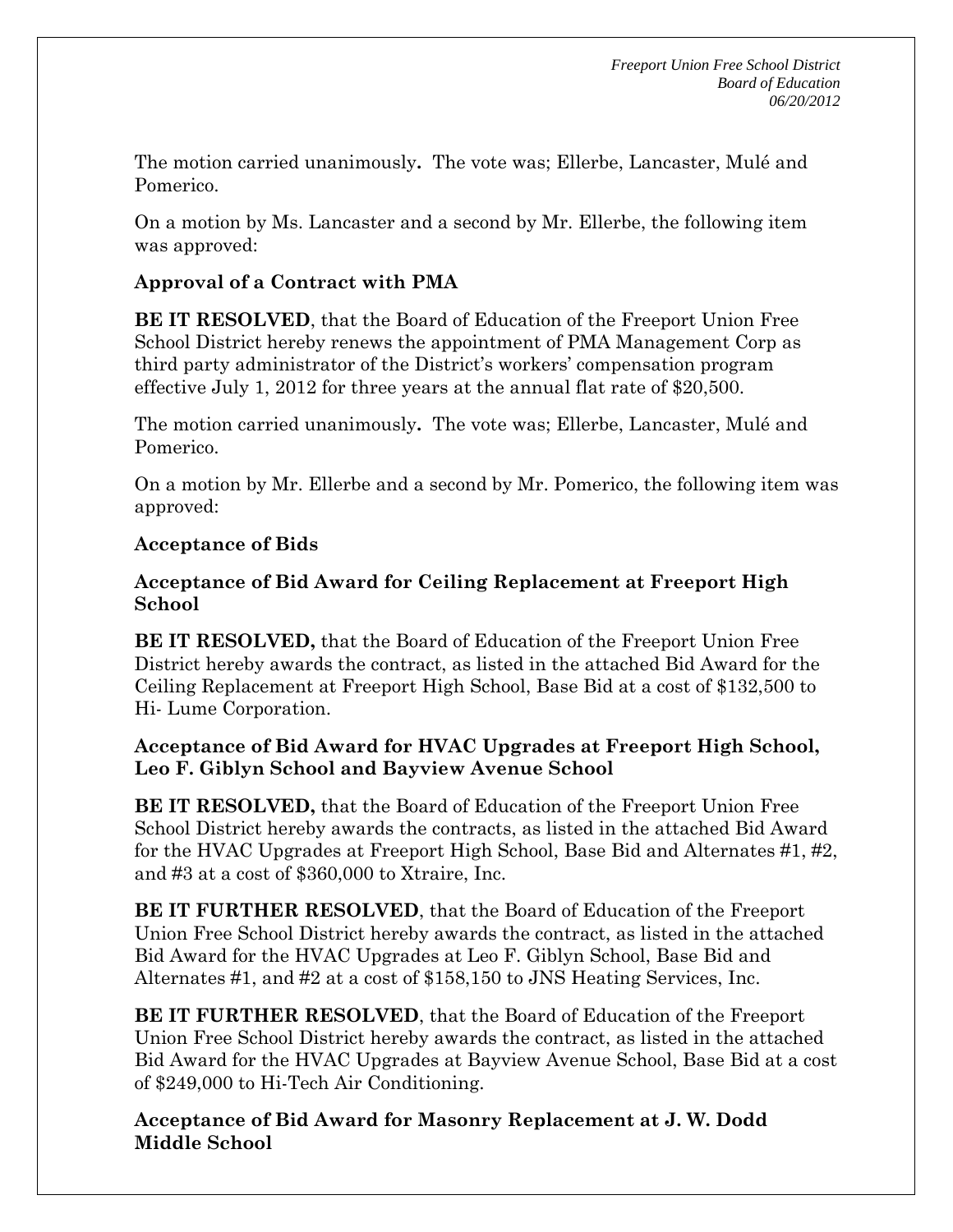The motion carried unanimously**.** The vote was; Ellerbe, Lancaster, Mulé and Pomerico.

On a motion by Ms. Lancaster and a second by Mr. Ellerbe, the following item was approved:

**Approval of a Contract with PMA**

**BE IT RESOLVED**, that the Board of Education of the Freeport Union Free School District hereby renews the appointment of PMA Management Corp as third party administrator of the District's workers' compensation program effective July 1, 2012 for three years at the annual flat rate of $20,500.

The motion carried unanimously**.** The vote was; Ellerbe, Lancaster, Mulé and Pomerico.

On a motion by Mr. Ellerbe and a second by Mr. Pomerico, the following item was approved:

**Acceptance of Bids**

**Acceptance of Bid Award for Ceiling Replacement at Freeport High School**

**BE IT RESOLVED,** that the Board of Education of the Freeport Union Free District hereby awards the contract, as listed in the attached Bid Award for the Ceiling Replacement at Freeport High School, Base Bid at a cost of $132,500 to Hi- Lume Corporation.

**Acceptance of Bid Award for HVAC Upgrades at Freeport High School, Leo F. Giblyn School and Bayview Avenue School**

**BE IT RESOLVED,** that the Board of Education of the Freeport Union Free School District hereby awards the contracts, as listed in the attached Bid Award for the HVAC Upgrades at Freeport High School, Base Bid and Alternates #1, #2, and #3 at a cost of $360,000 to Xtraire, Inc.

**BE IT FURTHER RESOLVED**, that the Board of Education of the Freeport Union Free School District hereby awards the contract, as listed in the attached Bid Award for the HVAC Upgrades at Leo F. Giblyn School, Base Bid and Alternates #1, and #2 at a cost of $158,150 to JNS Heating Services, Inc.

**BE IT FURTHER RESOLVED**, that the Board of Education of the Freeport Union Free School District hereby awards the contract, as listed in the attached Bid Award for the HVAC Upgrades at Bayview Avenue School, Base Bid at a cost of $249,000 to Hi-Tech Air Conditioning.

**Acceptance of Bid Award for Masonry Replacement at J. W. Dodd Middle School**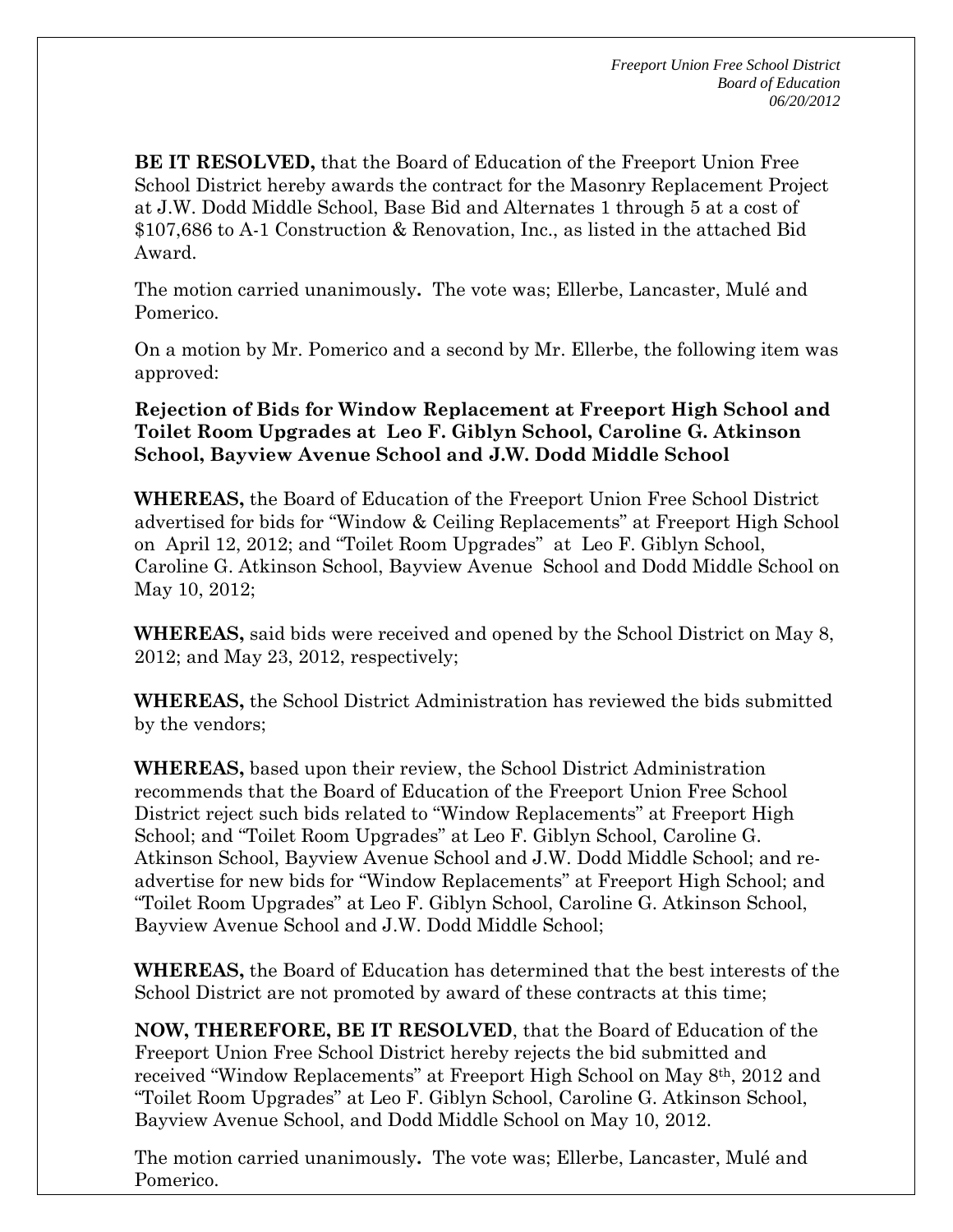**BE IT RESOLVED,** that the Board of Education of the Freeport Union Free School District hereby awards the contract for the Masonry Replacement Project at J.W. Dodd Middle School, Base Bid and Alternates 1 through 5 at a cost of $107,686 to A-1 Construction & Renovation, Inc., as listed in the attached Bid Award.

The motion carried unanimously**.** The vote was; Ellerbe, Lancaster, Mulé and Pomerico.

On a motion by Mr. Pomerico and a second by Mr. Ellerbe, the following item was approved:

**Rejection of Bids for Window Replacement at Freeport High School and Toilet Room Upgrades at Leo F. Giblyn School, Caroline G. Atkinson School, Bayview Avenue School and J.W. Dodd Middle School**

**WHEREAS,** the Board of Education of the Freeport Union Free School District advertised for bids for "Window & Ceiling Replacements" at Freeport High School on April 12, 2012; and "Toilet Room Upgrades" at Leo F. Giblyn School, Caroline G. Atkinson School, Bayview Avenue School and Dodd Middle School on May 10, 2012;

**WHEREAS,** said bids were received and opened by the School District on May 8, 2012; and May 23, 2012, respectively;

**WHEREAS,** the School District Administration has reviewed the bids submitted by the vendors;

**WHEREAS,** based upon their review, the School District Administration recommends that the Board of Education of the Freeport Union Free School District reject such bids related to "Window Replacements" at Freeport High School; and "Toilet Room Upgrades" at Leo F. Giblyn School, Caroline G. Atkinson School, Bayview Avenue School and J.W. Dodd Middle School; and re-advertise for new bids for "Window Replacements" at Freeport High School; and "Toilet Room Upgrades" at Leo F. Giblyn School, Caroline G. Atkinson School, Bayview Avenue School and J.W. Dodd Middle School;

**WHEREAS,** the Board of Education has determined that the best interests of the School District are not promoted by award of these contracts at this time;

**NOW, THEREFORE, BE IT RESOLVED**, that the Board of Education of the Freeport Union Free School District hereby rejects the bid submitted and received "Window Replacements" at Freeport High School on May 8th, 2012 and "Toilet Room Upgrades" at Leo F. Giblyn School, Caroline G. Atkinson School, Bayview Avenue School, and Dodd Middle School on May 10, 2012.

The motion carried unanimously**.** The vote was; Ellerbe, Lancaster, Mulé and Pomerico.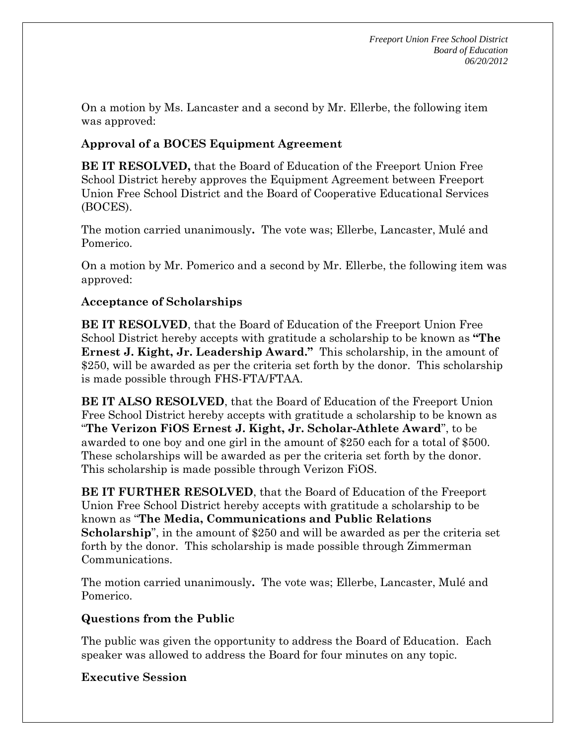On a motion by Ms. Lancaster and a second by Mr. Ellerbe, the following item was approved:

**Approval of a BOCES Equipment Agreement**

**BE IT RESOLVED,** that the Board of Education of the Freeport Union Free School District hereby approves the Equipment Agreement between Freeport Union Free School District and the Board of Cooperative Educational Services (BOCES).

The motion carried unanimously**.** The vote was; Ellerbe, Lancaster, Mulé and Pomerico.

On a motion by Mr. Pomerico and a second by Mr. Ellerbe, the following item was approved:

**Acceptance of Scholarships**

**BE IT RESOLVED**, that the Board of Education of the Freeport Union Free School District hereby accepts with gratitude a scholarship to be known as **"The Ernest J. Kight, Jr. Leadership Award."** This scholarship, in the amount of $250, will be awarded as per the criteria set forth by the donor. This scholarship is made possible through FHS-FTA/FTAA.

**BE IT ALSO RESOLVED**, that the Board of Education of the Freeport Union Free School District hereby accepts with gratitude a scholarship to be known as "**The Verizon FiOS Ernest J. Kight, Jr. Scholar-Athlete Award**", to be awarded to one boy and one girl in the amount of $250 each for a total of $500. These scholarships will be awarded as per the criteria set forth by the donor. This scholarship is made possible through Verizon FiOS.

**BE IT FURTHER RESOLVED**, that the Board of Education of the Freeport Union Free School District hereby accepts with gratitude a scholarship to be known as "**The Media, Communications and Public Relations Scholarship**", in the amount of $250 and will be awarded as per the criteria set forth by the donor. This scholarship is made possible through Zimmerman Communications.

The motion carried unanimously**.** The vote was; Ellerbe, Lancaster, Mulé and Pomerico.

**Questions from the Public**

The public was given the opportunity to address the Board of Education. Each speaker was allowed to address the Board for four minutes on any topic.

**Executive Session**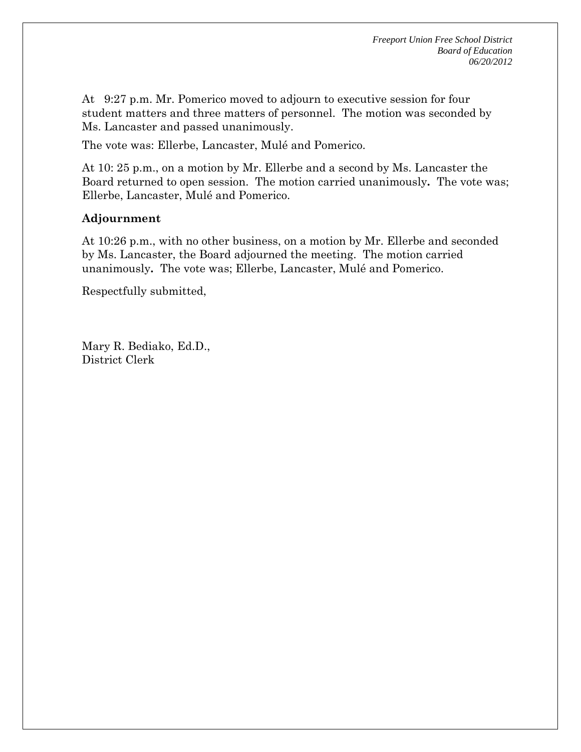At 9:27 p.m. Mr. Pomerico moved to adjourn to executive session for four student matters and three matters of personnel. The motion was seconded by Ms. Lancaster and passed unanimously.

The vote was: Ellerbe, Lancaster, Mulé and Pomerico.

At 10: 25 p.m., on a motion by Mr. Ellerbe and a second by Ms. Lancaster the Board returned to open session. The motion carried unanimously**.** The vote was; Ellerbe, Lancaster, Mulé and Pomerico.

**Adjournment**

At 10:26 p.m., with no other business, on a motion by Mr. Ellerbe and seconded by Ms. Lancaster, the Board adjourned the meeting. The motion carried unanimously**.** The vote was; Ellerbe, Lancaster, Mulé and Pomerico.

Respectfully submitted,

Mary R. Bediako, Ed.D.,
District Clerk